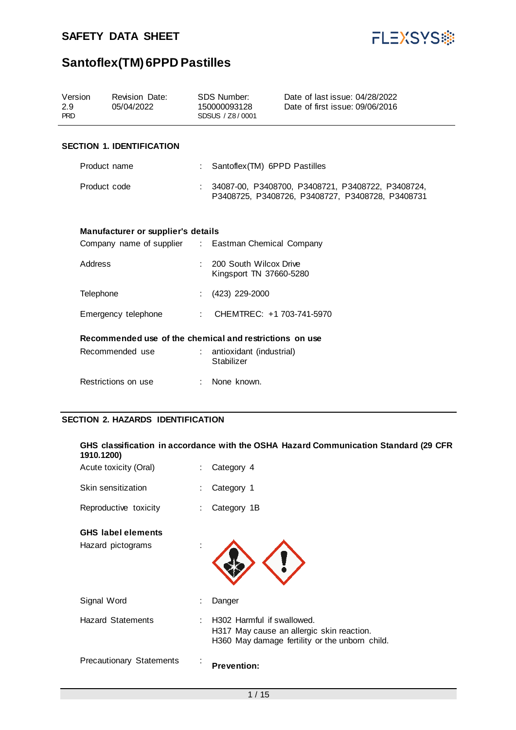# SAFETY DATA SHEET

## Santoflex(TM) 6PPD Pastilles

| Version | Revision Date: | SDS Number: | Date of last issue: 04/28/2022 |
|---|---|---|---|
| 2.9 | 05/04/2022 | 150000093128 | Date of first issue: 09/06/2016 |
| PRD | | SDSUS / Z8 / 0001 | |

### SECTION 1. IDENTIFICATION

Product name : Santoflex(TM) 6PPD Pastilles

Product code : 34087-00, P3408700, P3408721, P3408722, P3408724, P3408725, P3408726, P3408727, P3408728, P3408731

**Manufacturer or supplier's details**

Company name of supplier : Eastman Chemical Company

Address : 200 South Wilcox Drive
Kingsport TN 37660-5280

Telephone : (423) 229-2000

Emergency telephone : CHEMTREC: +1 703-741-5970

**Recommended use of the chemical and restrictions on use**

Recommended use : antioxidant (industrial)
Stabilizer

Restrictions on use : None known.

### SECTION 2. HAZARDS IDENTIFICATION

**GHS classification in accordance with the OSHA Hazard Communication Standard (29 CFR 1910.1200)**

Acute toxicity (Oral) : Category 4

Skin sensitization : Category 1

Reproductive toxicity : Category 1B

**GHS label elements**

Hazard pictograms :

Signal Word : Danger

Hazard Statements : H302 Harmful if swallowed.
H317 May cause an allergic skin reaction.
H360 May damage fertility or the unborn child.

Precautionary Statements : **Prevention:**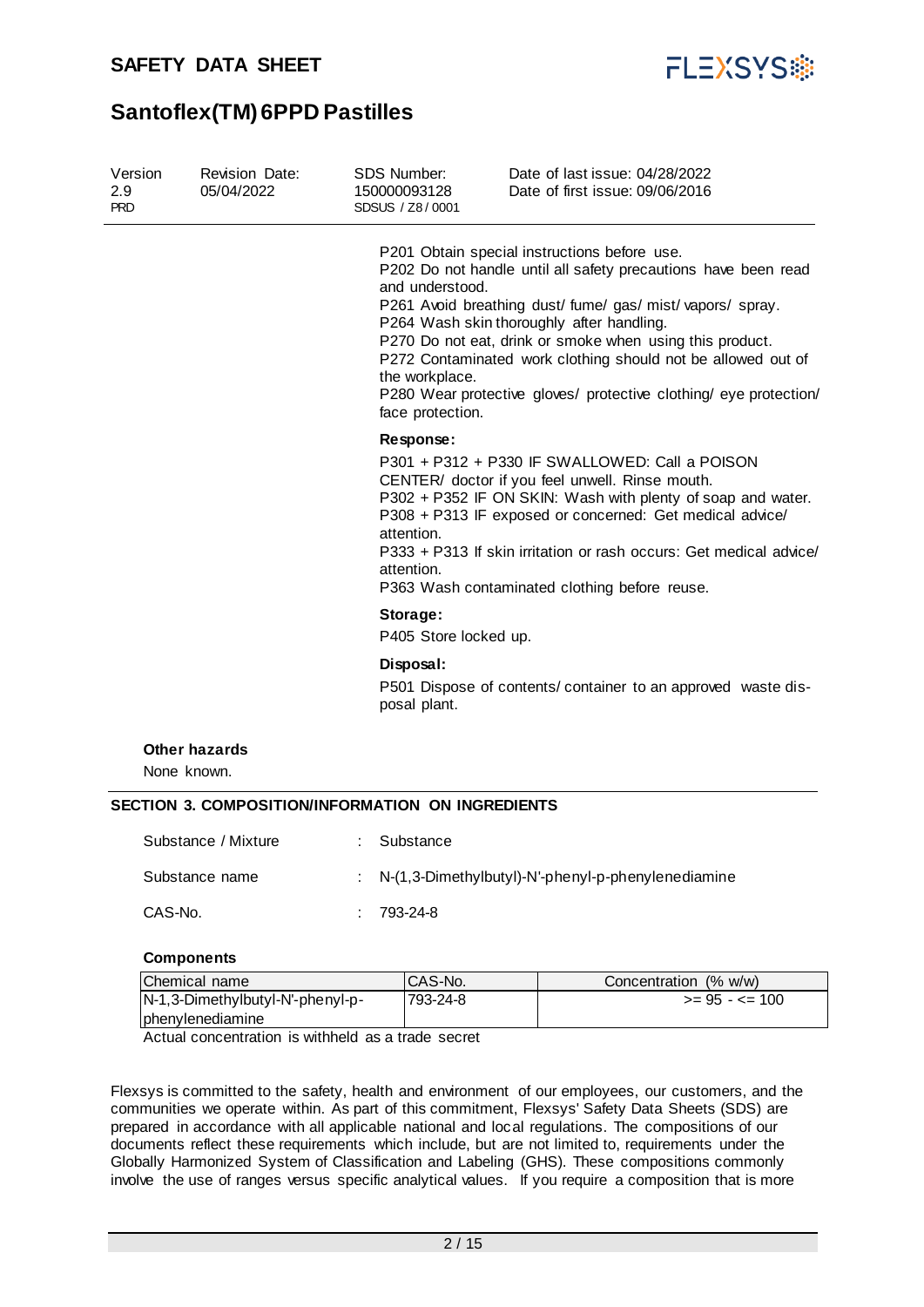P201 Obtain special instructions before use.
P202 Do not handle until all safety precautions have been read and understood.
P261 Avoid breathing dust/ fume/ gas/ mist/ vapors/ spray.
P264 Wash skin thoroughly after handling.
P270 Do not eat, drink or smoke when using this product.
P272 Contaminated work clothing should not be allowed out of the workplace.
P280 Wear protective gloves/ protective clothing/ eye protection/ face protection.

**Response:**

P301 + P312 + P330 IF SWALLOWED: Call a POISON CENTER/ doctor if you feel unwell. Rinse mouth.
P302 + P352 IF ON SKIN: Wash with plenty of soap and water.
P308 + P313 IF exposed or concerned: Get medical advice/ attention.
P333 + P313 If skin irritation or rash occurs: Get medical advice/ attention.
P363 Wash contaminated clothing before reuse.

**Storage:**

P405 Store locked up.

**Disposal:**

P501 Dispose of contents/ container to an approved waste disposal plant.

**Other hazards**

None known.

## SECTION 3. COMPOSITION/INFORMATION ON INGREDIENTS

Substance / Mixture : Substance

Substance name : N-(1,3-Dimethylbutyl)-N'-phenyl-p-phenylenediamine

CAS-No. : 793-24-8

**Components**

| Chemical name | CAS-No. | Concentration (% w/w) |
|---|---|---|
| N-1,3-Dimethylbutyl-N'-phenyl-p-phenylenediamine | 793-24-8 | >= 95 - <= 100 |

Actual concentration is withheld as a trade secret

Flexsys is committed to the safety, health and environment of our employees, our customers, and the communities we operate within. As part of this commitment, Flexsys' Safety Data Sheets (SDS) are prepared in accordance with all applicable national and local regulations. The compositions of our documents reflect these requirements which include, but are not limited to, requirements under the Globally Harmonized System of Classification and Labeling (GHS). These compositions commonly involve the use of ranges versus specific analytical values. If you require a composition that is more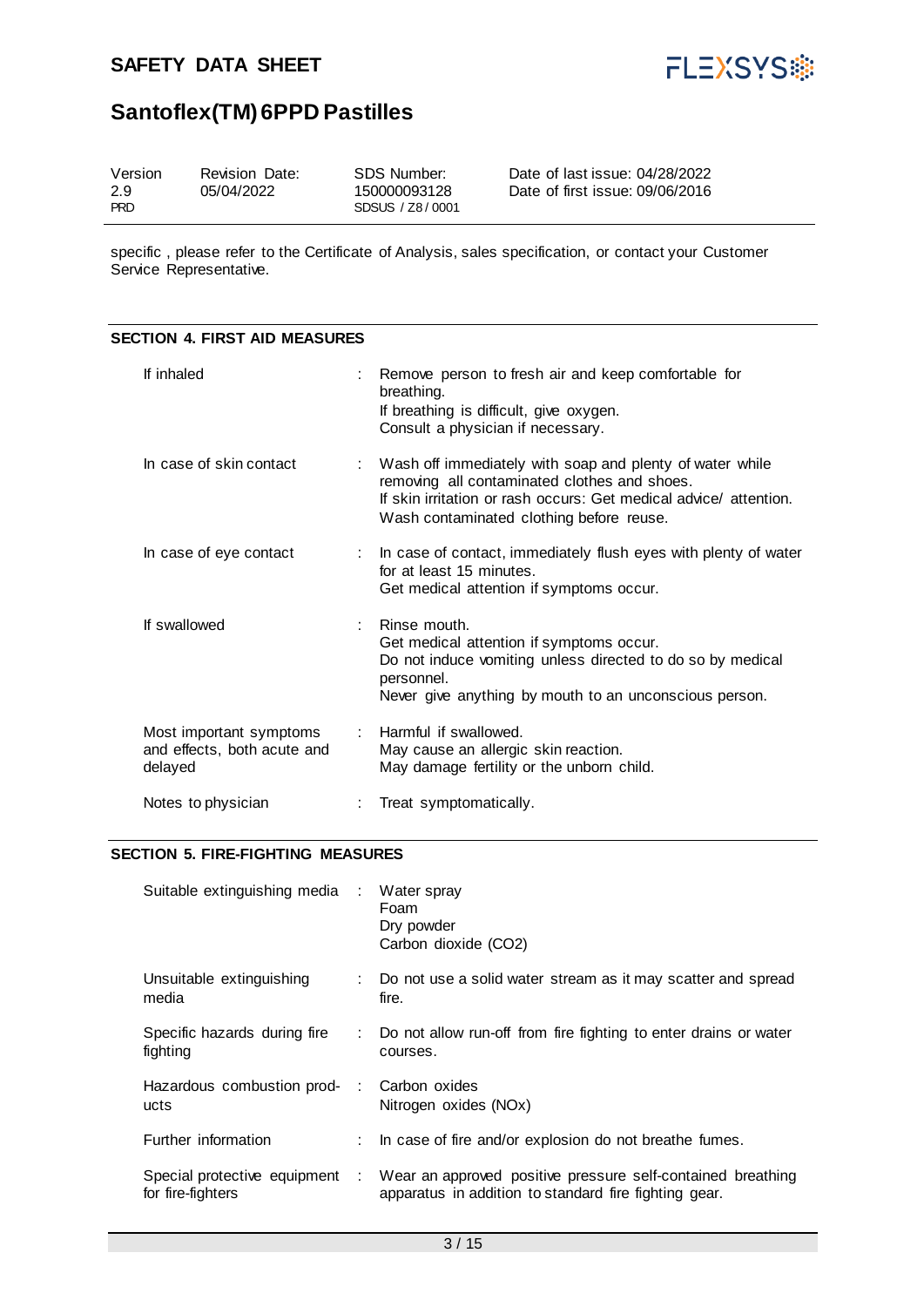specific , please refer to the Certificate of Analysis, sales specification, or contact your Customer Service Representative.

## SECTION 4. FIRST AID MEASURES

| | |
|---|---|
| If inhaled | Remove person to fresh air and keep comfortable for breathing.<br>If breathing is difficult, give oxygen.<br>Consult a physician if necessary. |
| In case of skin contact | Wash off immediately with soap and plenty of water while removing all contaminated clothes and shoes.<br>If skin irritation or rash occurs: Get medical advice/ attention.<br>Wash contaminated clothing before reuse. |
| In case of eye contact | In case of contact, immediately flush eyes with plenty of water for at least 15 minutes.<br>Get medical attention if symptoms occur. |
| If swallowed | Rinse mouth.<br>Get medical attention if symptoms occur.<br>Do not induce vomiting unless directed to do so by medical personnel.<br>Never give anything by mouth to an unconscious person. |
| Most important symptoms and effects, both acute and delayed | Harmful if swallowed.<br>May cause an allergic skin reaction.<br>May damage fertility or the unborn child. |
| Notes to physician | Treat symptomatically. |

## SECTION 5. FIRE-FIGHTING MEASURES

| | |
|---|---|
| Suitable extinguishing media | Water spray<br>Foam<br>Dry powder<br>Carbon dioxide ($CO_2$) |
| Unsuitable extinguishing media | Do not use a solid water stream as it may scatter and spread fire. |
| Specific hazards during fire fighting | Do not allow run-off from fire fighting to enter drains or water courses. |
| Hazardous combustion products | Carbon oxides<br>Nitrogen oxides ($NO_x$) |
| Further information | In case of fire and/or explosion do not breathe fumes. |
| Special protective equipment for fire-fighters | Wear an approved positive pressure self-contained breathing apparatus in addition to standard fire fighting gear. |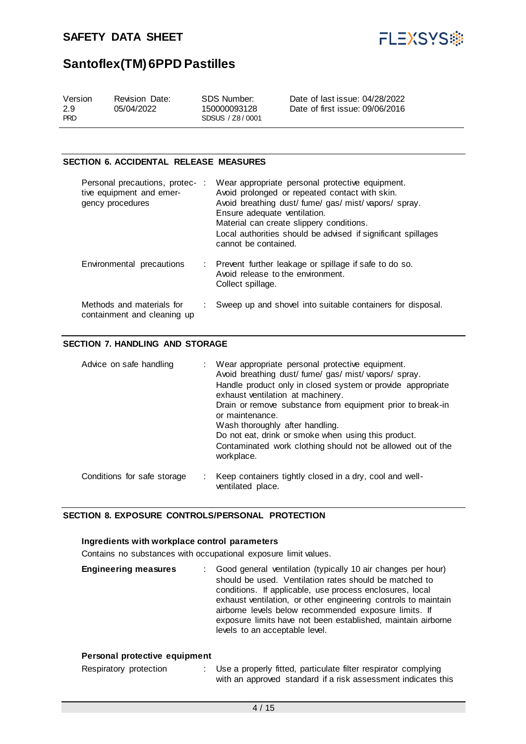## SECTION 6. ACCIDENTAL RELEASE MEASURES

| | |
|---|---|
| Personal precautions, protective equipment and emergency procedures | Wear appropriate personal protective equipment.<br>Avoid prolonged or repeated contact with skin.<br>Avoid breathing dust/ fume/ gas/ mist/ vapors/ spray.<br>Ensure adequate ventilation.<br>Material can create slippery conditions.<br>Local authorities should be advised if significant spillages cannot be contained. |
| Environmental precautions | Prevent further leakage or spillage if safe to do so.<br>Avoid release to the environment.<br>Collect spillage. |
| Methods and materials for containment and cleaning up | Sweep up and shovel into suitable containers for disposal. |

## SECTION 7. HANDLING AND STORAGE

| | |
|---|---|
| Advice on safe handling | Wear appropriate personal protective equipment.<br>Avoid breathing dust/ fume/ gas/ mist/ vapors/ spray.<br>Handle product only in closed system or provide appropriate exhaust ventilation at machinery.<br>Drain or remove substance from equipment prior to break-in or maintenance.<br>Wash thoroughly after handling.<br>Do not eat, drink or smoke when using this product.<br>Contaminated work clothing should not be allowed out of the workplace. |
| Conditions for safe storage | Keep containers tightly closed in a dry, cool and well-ventilated place. |

## SECTION 8. EXPOSURE CONTROLS/PERSONAL PROTECTION

### Ingredients with workplace control parameters

Contains no substances with occupational exposure limit values.

**Engineering measures** : Good general ventilation (typically 10 air changes per hour) should be used. Ventilation rates should be matched to conditions. If applicable, use process enclosures, local exhaust ventilation, or other engineering controls to maintain airborne levels below recommended exposure limits. If exposure limits have not been established, maintain airborne levels to an acceptable level.

### Personal protective equipment

Respiratory protection : Use a properly fitted, particulate filter respirator complying with an approved standard if a risk assessment indicates this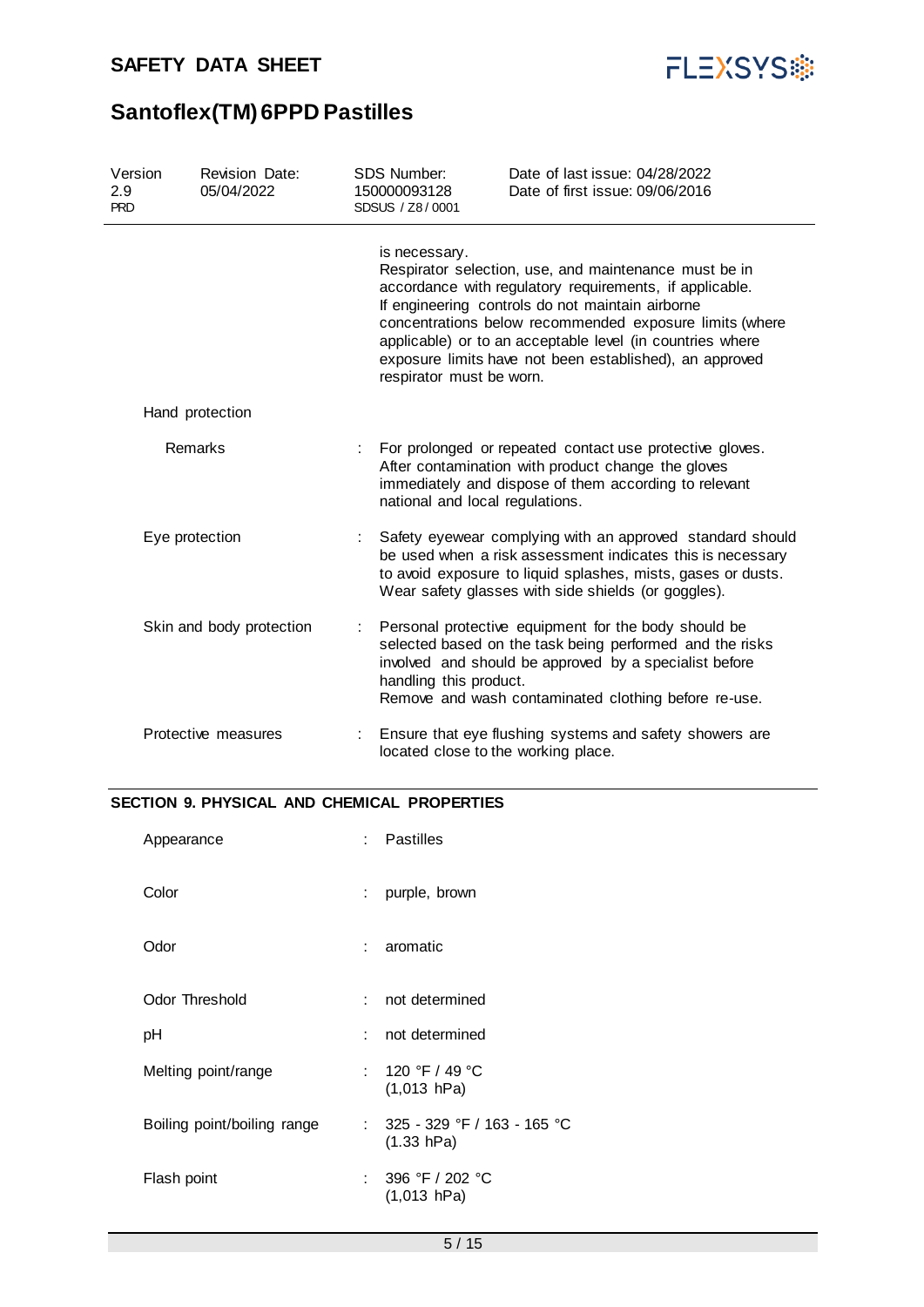is necessary.
Respirator selection, use, and maintenance must be in accordance with regulatory requirements, if applicable.
If engineering controls do not maintain airborne concentrations below recommended exposure limits (where applicable) or to an acceptable level (in countries where exposure limits have not been established), an approved respirator must be worn.

Hand protection

| | | |
|---|---|---|
| Remarks | : | For prolonged or repeated contact use protective gloves. After contamination with product change the gloves immediately and dispose of them according to relevant national and local regulations. |
| Eye protection | : | Safety eyewear complying with an approved standard should be used when a risk assessment indicates this is necessary to avoid exposure to liquid splashes, mists, gases or dusts. Wear safety glasses with side shields (or goggles). |
| Skin and body protection | : | Personal protective equipment for the body should be selected based on the task being performed and the risks involved and should be approved by a specialist before handling this product. Remove and wash contaminated clothing before re-use. |
| Protective measures | : | Ensure that eye flushing systems and safety showers are located close to the working place. |

## SECTION 9. PHYSICAL AND CHEMICAL PROPERTIES

| | | |
|---|---|---|
| Appearance | : | Pastilles |
| Color | : | purple, brown |
| Odor | : | aromatic |
| Odor Threshold | : | not determined |
| pH | : | not determined |
| Melting point/range | : | 120 °F / 49 °C (1,013 hPa) |
| Boiling point/boiling range | : | 325 - 329 °F / 163 - 165 °C (1.33 hPa) |
| Flash point | : | 396 °F / 202 °C (1,013 hPa) |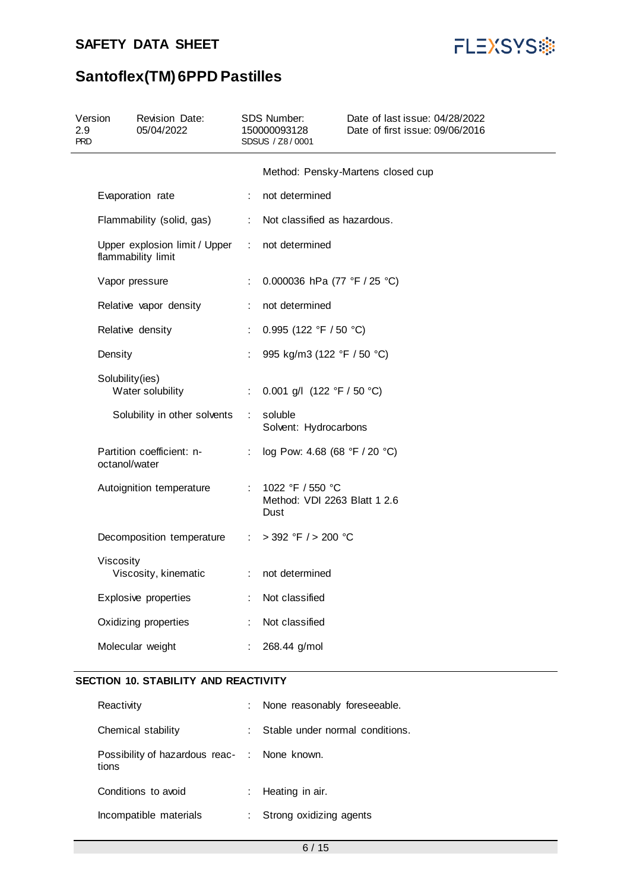| | | |
|---|---|---|
| | | Method: Pensky-Martens closed cup |
| Evaporation rate | : | not determined |
| Flammability (solid, gas) | : | Not classified as hazardous. |
| Upper explosion limit / Upper flammability limit | : | not determined |
| Vapor pressure | : | 0.000036 hPa (77 °F / 25 °C) |
| Relative vapor density | : | not determined |
| Relative density | : | 0.995 (122 °F / 50 °C) |
| Density | : | 995 kg/m3 (122 °F / 50 °C) |
| Solubility(ies) | | |
| Water solubility | : | 0.001 g/l (122 °F / 50 °C) |
| Solubility in other solvents | : | soluble<br>Solvent: Hydrocarbons |
| Partition coefficient: n-octanol/water | : | log Pow: 4.68 (68 °F / 20 °C) |
| Autoignition temperature | : | 1022 °F / 550 °C<br>Method: VDI 2263 Blatt 1 2.6<br>Dust |
| Decomposition temperature | : | > 392 °F / > 200 °C |
| Viscosity | | |
| Viscosity, kinematic | : | not determined |
| Explosive properties | : | Not classified |
| Oxidizing properties | : | Not classified |
| Molecular weight | : | 268.44 g/mol |

## SECTION 10. STABILITY AND REACTIVITY

| | | |
|---|---|---|
| Reactivity | : | None reasonably foreseeable. |
| Chemical stability | : | Stable under normal conditions. |
| Possibility of hazardous reactions | : | None known. |
| Conditions to avoid | : | Heating in air. |
| Incompatible materials | : | Strong oxidizing agents |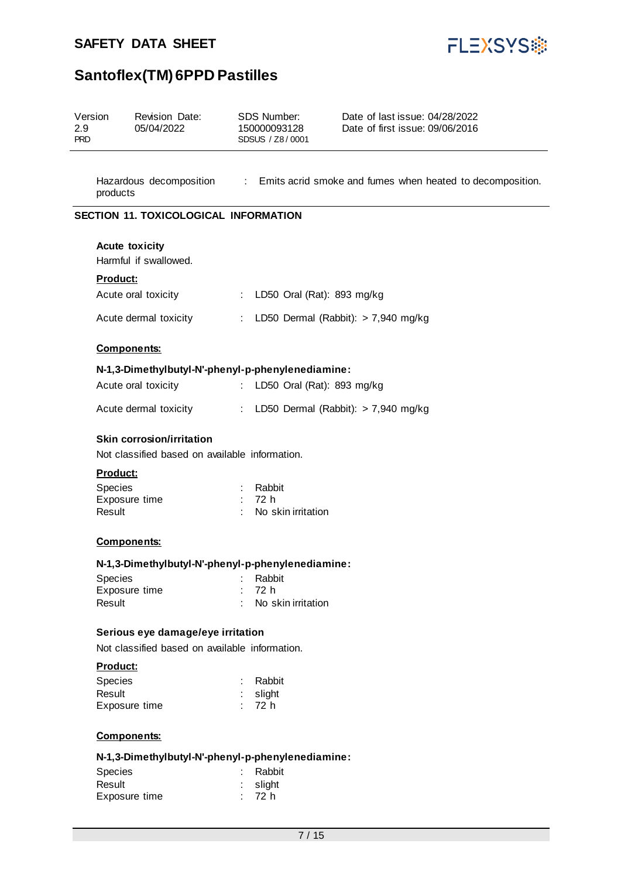| | | |
|---|---|---|
| Hazardous decomposition products | : | Emits acrid smoke and fumes when heated to decomposition. |

## SECTION 11. TOXICOLOGICAL INFORMATION

**Acute toxicity**

Harmful if swallowed.

**Product:**

| | | |
|---|---|---|
| Acute oral toxicity | : | LD50 Oral (Rat): 893 mg/kg |
| Acute dermal toxicity | : | LD50 Dermal (Rabbit): > 7,940 mg/kg |

**Components:**

**N-1,3-Dimethylbutyl-N'-phenyl-p-phenylenediamine:**

| | | |
|---|---|---|
| Acute oral toxicity | : | LD50 Oral (Rat): 893 mg/kg |
| Acute dermal toxicity | : | LD50 Dermal (Rabbit): > 7,940 mg/kg |

**Skin corrosion/irritation**

Not classified based on available information.

**Product:**

| | | |
|---|---|---|
| Species | : | Rabbit |
| Exposure time | : | 72 h |
| Result | : | No skin irritation |

**Components:**

**N-1,3-Dimethylbutyl-N'-phenyl-p-phenylenediamine:**

| | | |
|---|---|---|
| Species | : | Rabbit |
| Exposure time | : | 72 h |
| Result | : | No skin irritation |

**Serious eye damage/eye irritation**

Not classified based on available information.

**Product:**

| | | |
|---|---|---|
| Species | : | Rabbit |
| Result | : | slight |
| Exposure time | : | 72 h |

**Components:**

**N-1,3-Dimethylbutyl-N'-phenyl-p-phenylenediamine:**

| | | |
|---|---|---|
| Species | : | Rabbit |
| Result | : | slight |
| Exposure time | : | 72 h |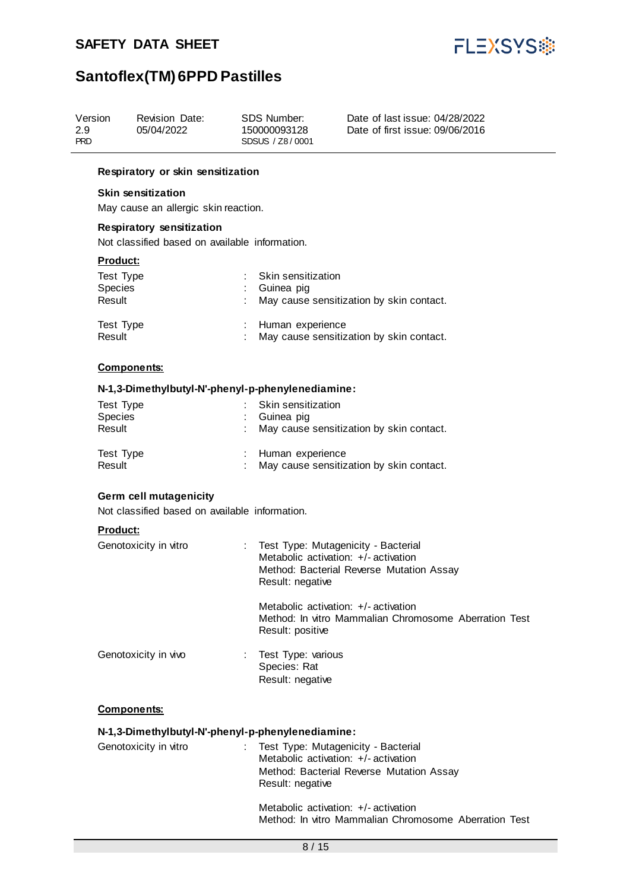### Respiratory or skin sensitization

**Skin sensitization**

May cause an allergic skin reaction.

**Respiratory sensitization**

Not classified based on available information.

**Product:**

| | | |
|---|---|---|
| Test Type | : | Skin sensitization |
| Species | : | Guinea pig |
| Result | : | May cause sensitization by skin contact. |

| | | |
|---|---|---|
| Test Type | : | Human experience |
| Result | : | May cause sensitization by skin contact. |

**Components:**

**N-1,3-Dimethylbutyl-N'-phenyl-p-phenylenediamine:**

| | | |
|---|---|---|
| Test Type | : | Skin sensitization |
| Species | : | Guinea pig |
| Result | : | May cause sensitization by skin contact. |

| | | |
|---|---|---|
| Test Type | : | Human experience |
| Result | : | May cause sensitization by skin contact. |

### Germ cell mutagenicity

Not classified based on available information.

**Product:**

Genotoxicity in vitro : Test Type: Mutagenicity - Bacterial
Metabolic activation: +/- activation
Method: Bacterial Reverse Mutation Assay
Result: negative

Metabolic activation: +/- activation
Method: In vitro Mammalian Chromosome Aberration Test
Result: positive

Genotoxicity in vivo : Test Type: various
Species: Rat
Result: negative

**Components:**

**N-1,3-Dimethylbutyl-N'-phenyl-p-phenylenediamine:**

Genotoxicity in vitro : Test Type: Mutagenicity - Bacterial
Metabolic activation: +/- activation
Method: Bacterial Reverse Mutation Assay
Result: negative

Metabolic activation: +/- activation
Method: In vitro Mammalian Chromosome Aberration Test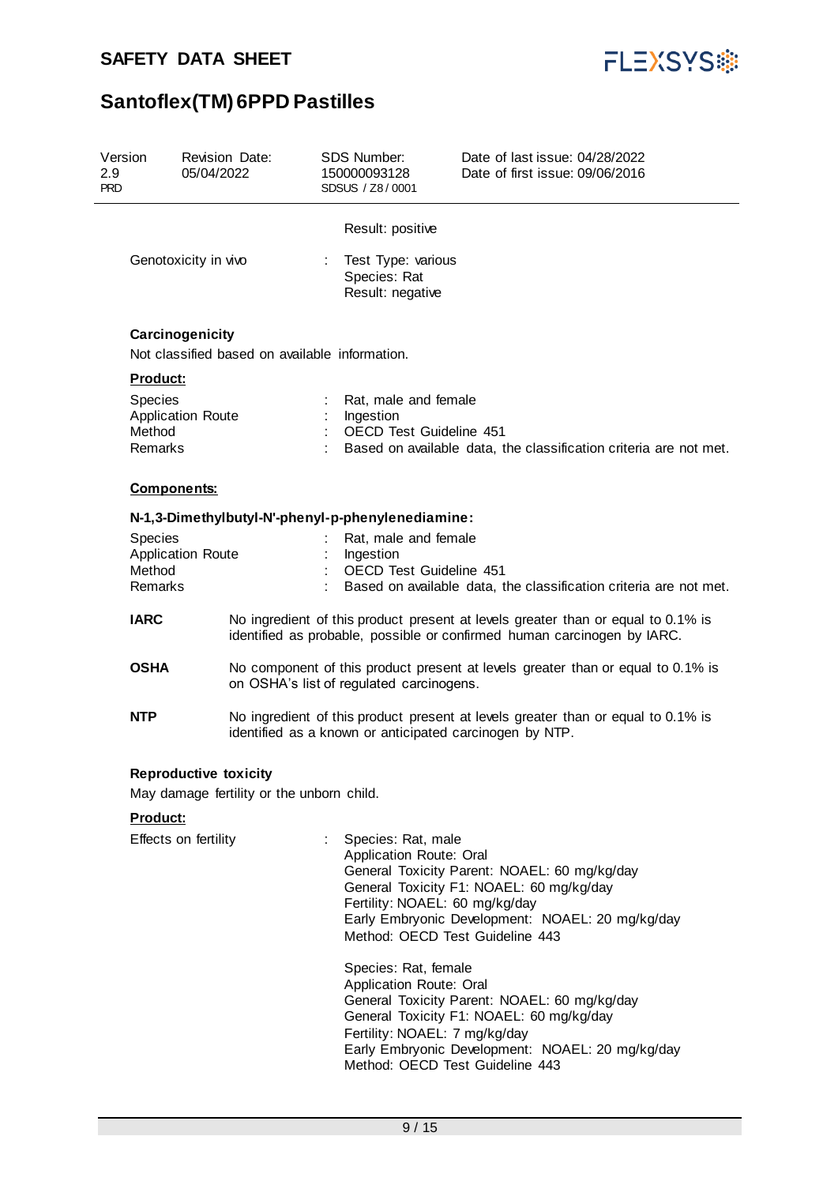Result: positive

Genotoxicity in vivo : Test Type: various
Species: Rat
Result: negative

**Carcinogenicity**

Not classified based on available information.

**Product:**

| | | |
|---|---|---|
| Species | : | Rat, male and female |
| Application Route | : | Ingestion |
| Method | : | OECD Test Guideline 451 |
| Remarks | : | Based on available data, the classification criteria are not met. |

**Components:**

**N-1,3-Dimethylbutyl-N'-phenyl-p-phenylenediamine:**

| | | |
|---|---|---|
| Species | : | Rat, male and female |
| Application Route | : | Ingestion |
| Method | : | OECD Test Guideline 451 |
| Remarks | : | Based on available data, the classification criteria are not met. |

**IARC** No ingredient of this product present at levels greater than or equal to 0.1% is identified as probable, possible or confirmed human carcinogen by IARC.

**OSHA** No component of this product present at levels greater than or equal to 0.1% is on OSHA's list of regulated carcinogens.

**NTP** No ingredient of this product present at levels greater than or equal to 0.1% is identified as a known or anticipated carcinogen by NTP.

**Reproductive toxicity**

May damage fertility or the unborn child.

**Product:**

Effects on fertility : Species: Rat, male
Application Route: Oral
General Toxicity Parent: NOAEL: 60 mg/kg/day
General Toxicity F1: NOAEL: 60 mg/kg/day
Fertility: NOAEL: 60 mg/kg/day
Early Embryonic Development: NOAEL: 20 mg/kg/day
Method: OECD Test Guideline 443

Species: Rat, female
Application Route: Oral
General Toxicity Parent: NOAEL: 60 mg/kg/day
General Toxicity F1: NOAEL: 60 mg/kg/day
Fertility: NOAEL: 7 mg/kg/day
Early Embryonic Development: NOAEL: 20 mg/kg/day
Method: OECD Test Guideline 443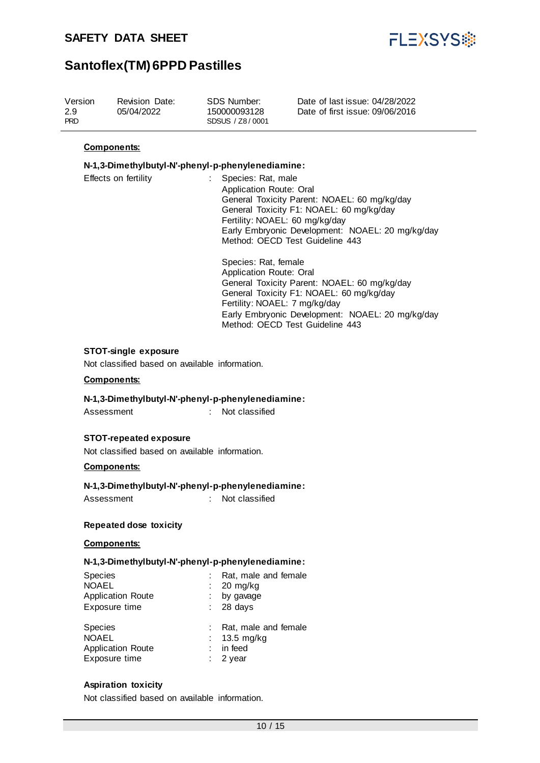**Components:**

**N-1,3-Dimethylbutyl-N'-phenyl-p-phenylenediamine:**

Effects on fertility : Species: Rat, male
Application Route: Oral
General Toxicity Parent: NOAEL: 60 mg/kg/day
General Toxicity F1: NOAEL: 60 mg/kg/day
Fertility: NOAEL: 60 mg/kg/day
Early Embryonic Development: NOAEL: 20 mg/kg/day
Method: OECD Test Guideline 443

Species: Rat, female
Application Route: Oral
General Toxicity Parent: NOAEL: 60 mg/kg/day
General Toxicity F1: NOAEL: 60 mg/kg/day
Fertility: NOAEL: 7 mg/kg/day
Early Embryonic Development: NOAEL: 20 mg/kg/day
Method: OECD Test Guideline 443

**STOT-single exposure**

Not classified based on available information.

**Components:**

**N-1,3-Dimethylbutyl-N'-phenyl-p-phenylenediamine:**

Assessment : Not classified

**STOT-repeated exposure**

Not classified based on available information.

**Components:**

**N-1,3-Dimethylbutyl-N'-phenyl-p-phenylenediamine:**

Assessment : Not classified

**Repeated dose toxicity**

**Components:**

**N-1,3-Dimethylbutyl-N'-phenyl-p-phenylenediamine:**

Species : Rat, male and female
NOAEL : 20 mg/kg
Application Route : by gavage
Exposure time : 28 days

Species : Rat, male and female
NOAEL : 13.5 mg/kg
Application Route : in feed
Exposure time : 2 year

**Aspiration toxicity**

Not classified based on available information.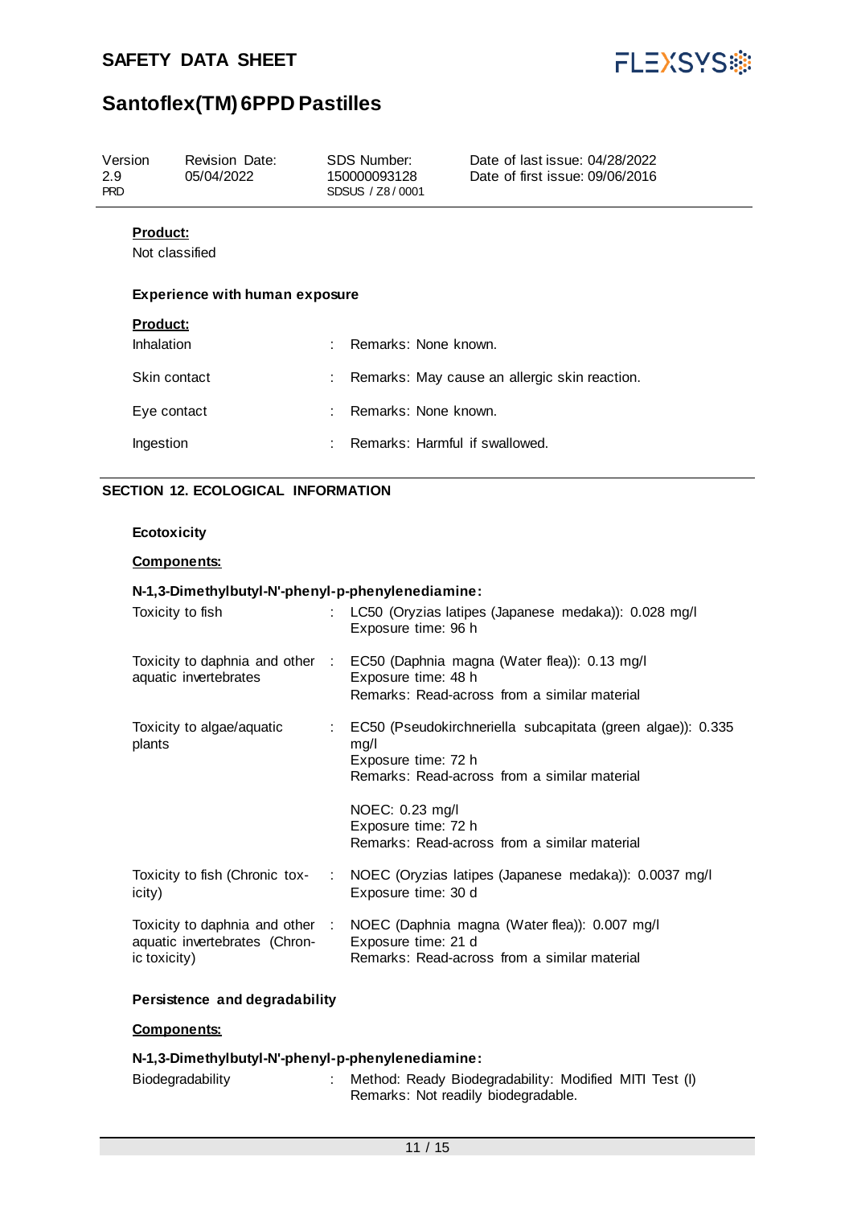**Product:**

Not classified

**Experience with human exposure**

**Product:**

| | |
|---|---|
| Inhalation | : Remarks: None known. |
| Skin contact | : Remarks: May cause an allergic skin reaction. |
| Eye contact | : Remarks: None known. |
| Ingestion | : Remarks: Harmful if swallowed. |

## SECTION 12. ECOLOGICAL INFORMATION

**Ecotoxicity**

**Components:**

**N-1,3-Dimethylbutyl-N'-phenyl-p-phenylenediamine:**

| | |
|---|---|
| Toxicity to fish | : LC50 (Oryzias latipes (Japanese medaka)): 0.028 mg/l<br>Exposure time: 96 h |
| Toxicity to daphnia and other aquatic invertebrates | : EC50 (Daphnia magna (Water flea)): 0.13 mg/l<br>Exposure time: 48 h<br>Remarks: Read-across from a similar material |
| Toxicity to algae/aquatic plants | : EC50 (Pseudokirchneriella subcapitata (green algae)): 0.335 mg/l<br>Exposure time: 72 h<br>Remarks: Read-across from a similar material<br><br>NOEC: 0.23 mg/l<br>Exposure time: 72 h<br>Remarks: Read-across from a similar material |
| Toxicity to fish (Chronic toxicity) | : NOEC (Oryzias latipes (Japanese medaka)): 0.0037 mg/l<br>Exposure time: 30 d |
| Toxicity to daphnia and other aquatic invertebrates (Chronic toxicity) | : NOEC (Daphnia magna (Water flea)): 0.007 mg/l<br>Exposure time: 21 d<br>Remarks: Read-across from a similar material |

**Persistence and degradability**

**Components:**

**N-1,3-Dimethylbutyl-N'-phenyl-p-phenylenediamine:**

| | |
|---|---|
| Biodegradability | : Method: Ready Biodegradability: Modified MITI Test (I)<br>Remarks: Not readily biodegradable. |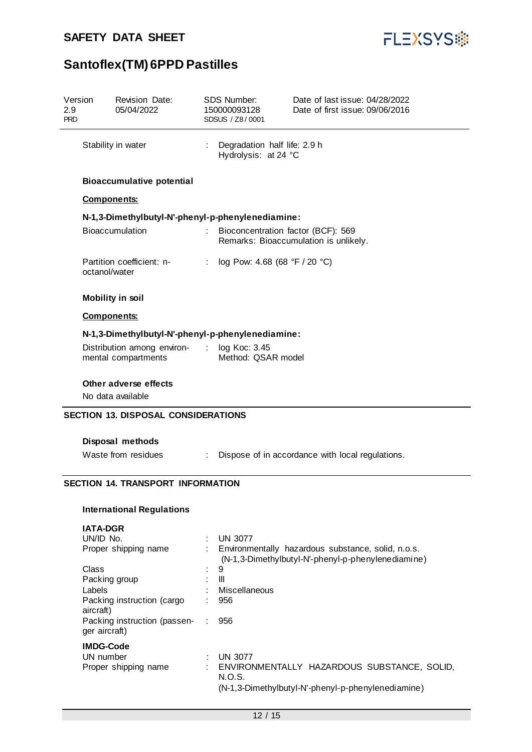Stability in water : Degradation half life: 2.9 h
Hydrolysis: at 24 °C

**Bioaccumulative potential**

**Components:**

**N-1,3-Dimethylbutyl-N'-phenyl-p-phenylenediamine:**

| | | |
|---|---|---|
| Bioaccumulation | : | Bioconcentration factor (BCF): 569<br>Remarks: Bioaccumulation is unlikely. |
| Partition coefficient: n-octanol/water | : | log Pow: 4.68 (68 °F / 20 °C) |

**Mobility in soil**

**Components:**

**N-1,3-Dimethylbutyl-N'-phenyl-p-phenylenediamine:**

| | | |
|---|---|---|
| Distribution among environmental compartments | : | log Koc: 3.45<br>Method: QSAR model |

**Other adverse effects**

No data available

## SECTION 13. DISPOSAL CONSIDERATIONS

**Disposal methods**

| | | |
|---|---|---|
| Waste from residues | : | Dispose of in accordance with local regulations. |

## SECTION 14. TRANSPORT INFORMATION

**International Regulations**

**IATA-DGR**

| | | |
|---|---|---|
| UN/ID No. | : | UN 3077 |
| Proper shipping name | : | Environmentally hazardous substance, solid, n.o.s.<br>(N-1,3-Dimethylbutyl-N'-phenyl-p-phenylenediamine) |
| Class | : | 9 |
| Packing group | : | III |
| Labels | : | Miscellaneous |
| Packing instruction (cargo aircraft) | : | 956 |
| Packing instruction (passenger aircraft) | : | 956 |

**IMDG-Code**

| | | |
|---|---|---|
| UN number | : | UN 3077 |
| Proper shipping name | : | ENVIRONMENTALLY HAZARDOUS SUBSTANCE, SOLID, N.O.S.<br>(N-1,3-Dimethylbutyl-N'-phenyl-p-phenylenediamine) |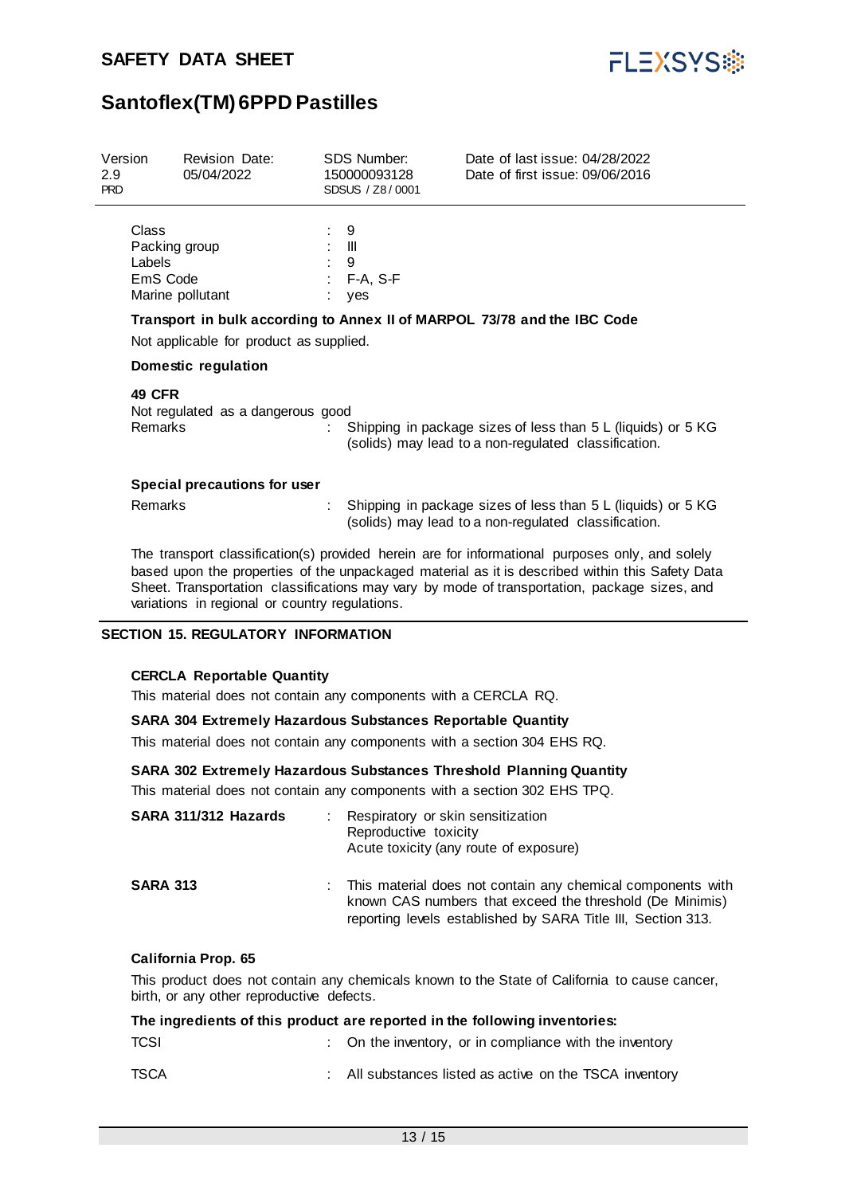| | | |
|---|---|---|
| Class | : | 9 |
| Packing group | : | III |
| Labels | : | 9 |
| EmS Code | : | F-A, S-F |
| Marine pollutant | : | yes |

**Transport in bulk according to Annex II of MARPOL 73/78 and the IBC Code**

Not applicable for product as supplied.

**Domestic regulation**

**49 CFR**

Not regulated as a dangerous good

Remarks : Shipping in package sizes of less than 5 L (liquids) or 5 KG (solids) may lead to a non-regulated classification.

**Special precautions for user**

Remarks : Shipping in package sizes of less than 5 L (liquids) or 5 KG (solids) may lead to a non-regulated classification.

The transport classification(s) provided herein are for informational purposes only, and solely based upon the properties of the unpackaged material as it is described within this Safety Data Sheet. Transportation classifications may vary by mode of transportation, package sizes, and variations in regional or country regulations.

## SECTION 15. REGULATORY INFORMATION

**CERCLA Reportable Quantity**

This material does not contain any components with a CERCLA RQ.

**SARA 304 Extremely Hazardous Substances Reportable Quantity**

This material does not contain any components with a section 304 EHS RQ.

**SARA 302 Extremely Hazardous Substances Threshold Planning Quantity**

This material does not contain any components with a section 302 EHS TPQ.

**SARA 311/312 Hazards** : Respiratory or skin sensitization
Reproductive toxicity
Acute toxicity (any route of exposure)

**SARA 313** : This material does not contain any chemical components with known CAS numbers that exceed the threshold (De Minimis) reporting levels established by SARA Title III, Section 313.

**California Prop. 65**

This product does not contain any chemicals known to the State of California to cause cancer, birth, or any other reproductive defects.

**The ingredients of this product are reported in the following inventories:**

| | | |
|---|---|---|
| TCSI | : | On the inventory, or in compliance with the inventory |
| TSCA | : | All substances listed as active on the TSCA inventory |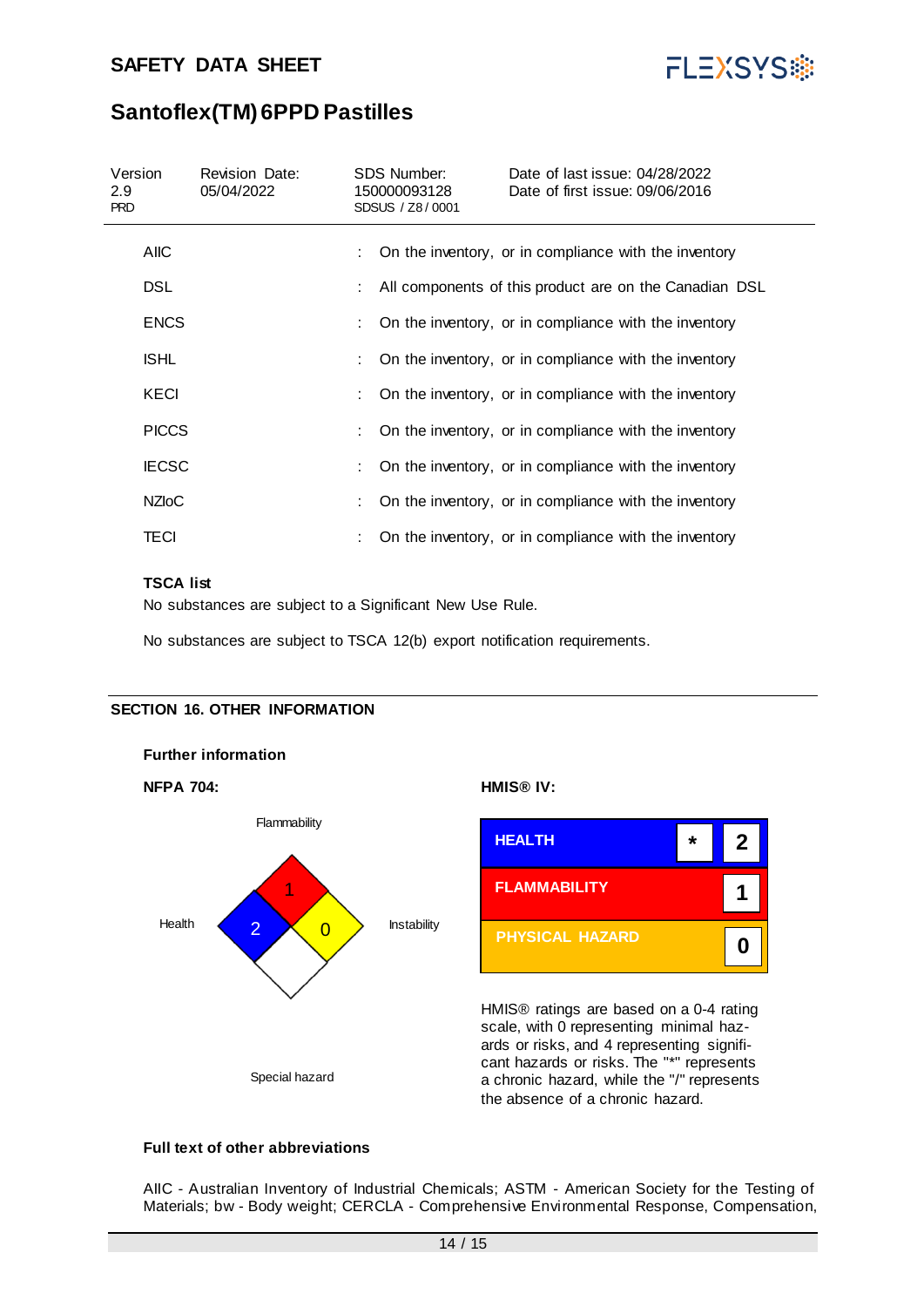| | | |
|---|---|---|
| AIIC | : | On the inventory, or in compliance with the inventory |
| DSL | : | All components of this product are on the Canadian DSL |
| ENCS | : | On the inventory, or in compliance with the inventory |
| ISHL | : | On the inventory, or in compliance with the inventory |
| KECI | : | On the inventory, or in compliance with the inventory |
| PICCS | : | On the inventory, or in compliance with the inventory |
| IECSC | : | On the inventory, or in compliance with the inventory |
| NZIoC | : | On the inventory, or in compliance with the inventory |
| TECI | : | On the inventory, or in compliance with the inventory |

**TSCA list**

No substances are subject to a Significant New Use Rule.

No substances are subject to TSCA 12(b) export notification requirements.

## SECTION 16. OTHER INFORMATION

**Further information**

**NFPA 704:**

Flammability: 1
Health: 2
Instability: 0
Special hazard:

**HMIS® IV:**

| | | |
|---|---|---|
| HEALTH | * | 2 |
| FLAMMABILITY | | 1 |
| PHYSICAL HAZARD | | 0 |

HMIS® ratings are based on a 0-4 rating scale, with 0 representing minimal hazards or risks, and 4 representing significant hazards or risks. The "*" represents a chronic hazard, while the "/" represents the absence of a chronic hazard.

**Full text of other abbreviations**

AIIC - Australian Inventory of Industrial Chemicals; ASTM - American Society for the Testing of Materials; bw - Body weight; CERCLA - Comprehensive Environmental Response, Compensation,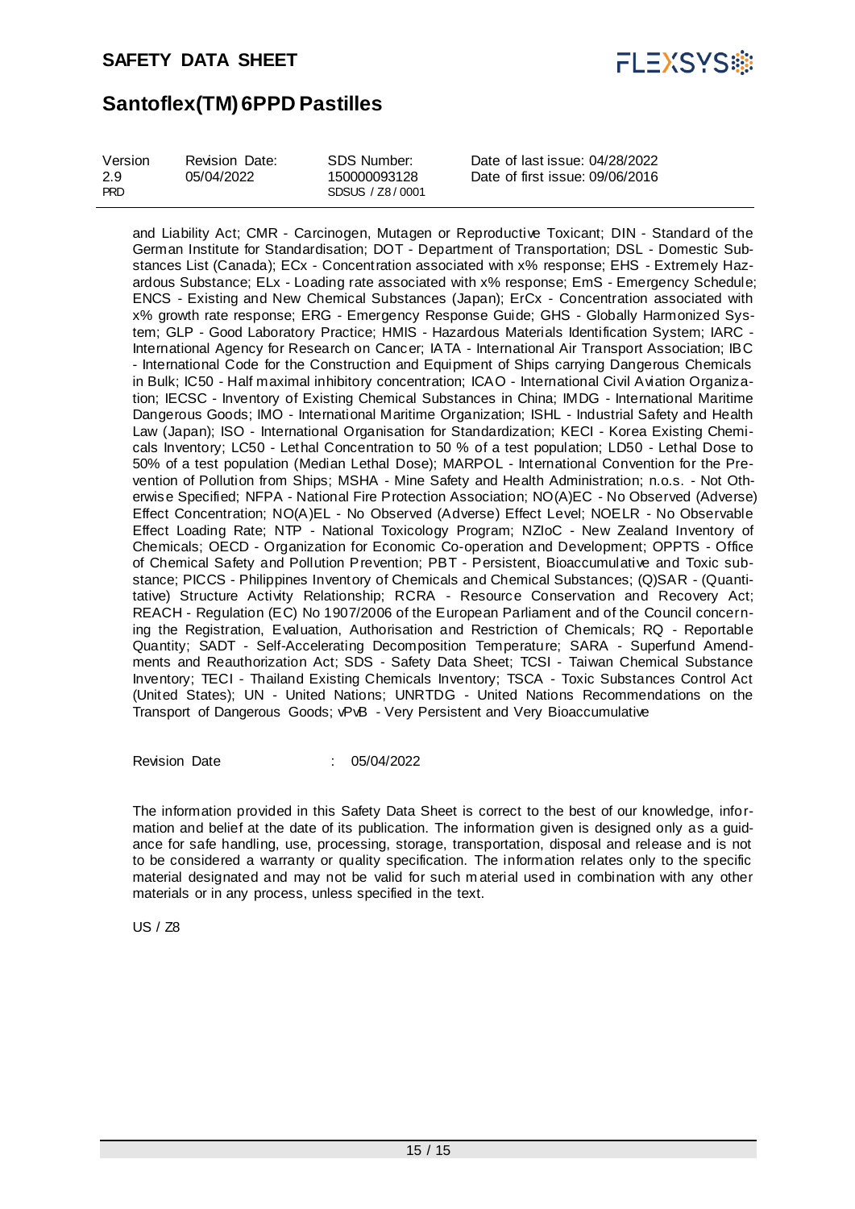and Liability Act; CMR - Carcinogen, Mutagen or Reproductive Toxicant; DIN - Standard of the German Institute for Standardisation; DOT - Department of Transportation; DSL - Domestic Substances List (Canada); ECx - Concentration associated with x% response; EHS - Extremely Hazardous Substance; ELx - Loading rate associated with x% response; EmS - Emergency Schedule; ENCS - Existing and New Chemical Substances (Japan); ErCx - Concentration associated with x% growth rate response; ERG - Emergency Response Guide; GHS - Globally Harmonized System; GLP - Good Laboratory Practice; HMIS - Hazardous Materials Identification System; IARC - International Agency for Research on Cancer; IATA - International Air Transport Association; IBC - International Code for the Construction and Equipment of Ships carrying Dangerous Chemicals in Bulk; IC50 - Half maximal inhibitory concentration; ICAO - International Civil Aviation Organization; IECSC - Inventory of Existing Chemical Substances in China; IMDG - International Maritime Dangerous Goods; IMO - International Maritime Organization; ISHL - Industrial Safety and Health Law (Japan); ISO - International Organisation for Standardization; KECI - Korea Existing Chemicals Inventory; LC50 - Lethal Concentration to 50 % of a test population; LD50 - Lethal Dose to 50% of a test population (Median Lethal Dose); MARPOL - International Convention for the Prevention of Pollution from Ships; MSHA - Mine Safety and Health Administration; n.o.s. - Not Otherwise Specified; NFPA - National Fire Protection Association; NO(A)EC - No Observed (Adverse) Effect Concentration; NO(A)EL - No Observed (Adverse) Effect Level; NOELR - No Observable Effect Loading Rate; NTP - National Toxicology Program; NZIoC - New Zealand Inventory of Chemicals; OECD - Organization for Economic Co-operation and Development; OPPTS - Office of Chemical Safety and Pollution Prevention; PBT - Persistent, Bioaccumulative and Toxic substance; PICCS - Philippines Inventory of Chemicals and Chemical Substances; (Q)SAR - (Quantitative) Structure Activity Relationship; RCRA - Resource Conservation and Recovery Act; REACH - Regulation (EC) No 1907/2006 of the European Parliament and of the Council concerning the Registration, Evaluation, Authorisation and Restriction of Chemicals; RQ - Reportable Quantity; SADT - Self-Accelerating Decomposition Temperature; SARA - Superfund Amendments and Reauthorization Act; SDS - Safety Data Sheet; TCSI - Taiwan Chemical Substance Inventory; TECI - Thailand Existing Chemicals Inventory; TSCA - Toxic Substances Control Act (United States); UN - United Nations; UNRTDG - United Nations Recommendations on the Transport of Dangerous Goods; vPvB - Very Persistent and Very Bioaccumulative

Revision Date : 05/04/2022

The information provided in this Safety Data Sheet is correct to the best of our knowledge, information and belief at the date of its publication. The information given is designed only as a guidance for safe handling, use, processing, storage, transportation, disposal and release and is not to be considered a warranty or quality specification. The information relates only to the specific material designated and may not be valid for such material used in combination with any other materials or in any process, unless specified in the text.

US / Z8